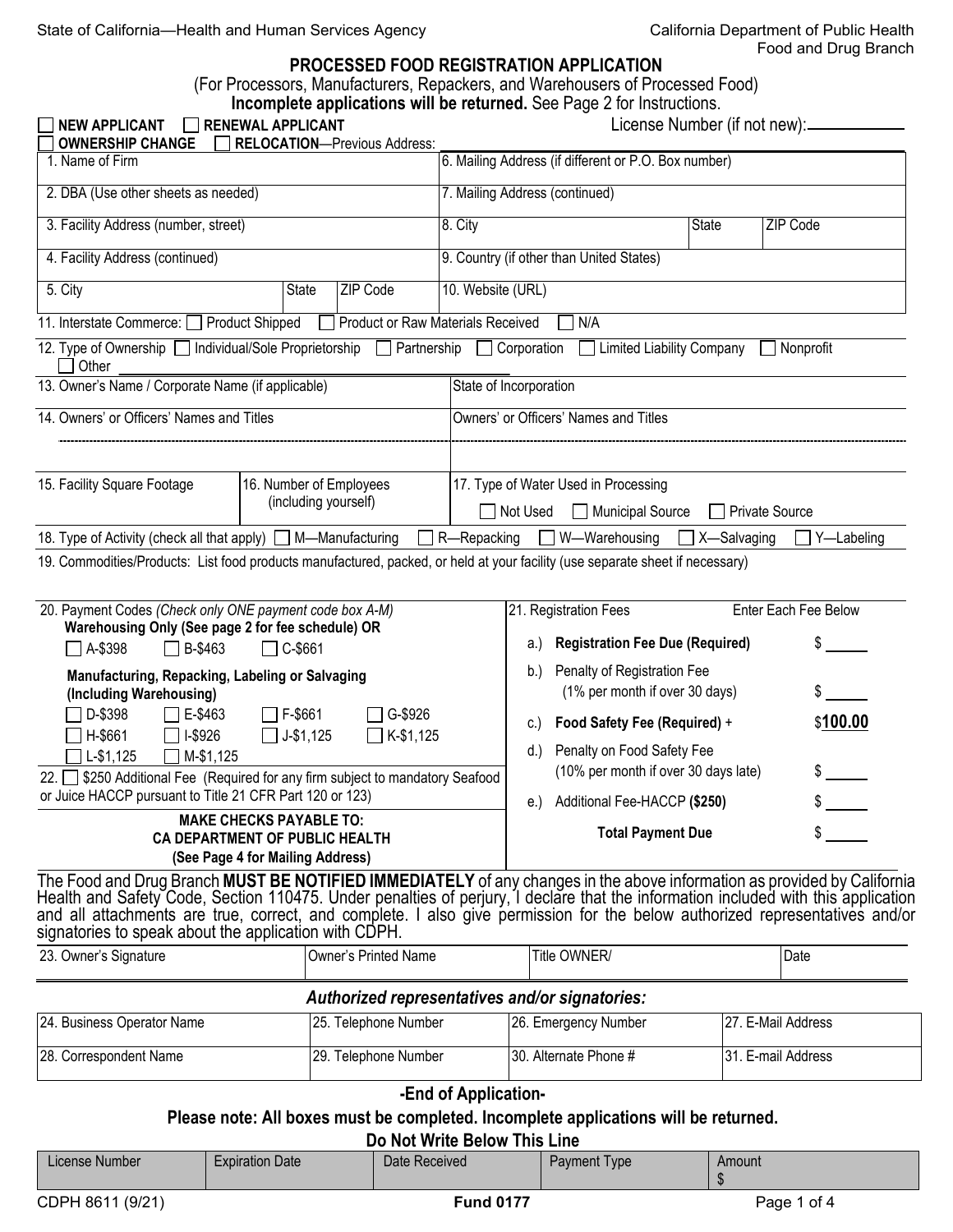State of California—Health and Human Services Agency

California Department of Public Health
Food and Drug Branch

# PROCESSED FOOD REGISTRATION APPLICATION

(For Processors, Manufacturers, Repackers, and Warehousers of Processed Food)

**Incomplete applications will be returned.** See Page 2 for Instructions.

☐ **NEW APPLICANT** ☐ **RENEWAL APPLICANT** License Number (if not new): ____________

☐ **OWNERSHIP CHANGE** ☐ **RELOCATION**—Previous Address: ____________

| | |
|---|---|
| 1. Name of Firm | 6. Mailing Address (if different or P.O. Box number) |
| 2. DBA (Use other sheets as needed) | 7. Mailing Address (continued) |
| 3. Facility Address (number, street) | 8. City / State / ZIP Code |
| 4. Facility Address (continued) | 9. Country (if other than United States) |
| 5. City / State / ZIP Code | 10. Website (URL) |

11. Interstate Commerce: ☐ Product Shipped ☐ Product or Raw Materials Received ☐ N/A

12. Type of Ownership ☐ Individual/Sole Proprietorship ☐ Partnership ☐ Corporation ☐ Limited Liability Company ☐ Nonprofit ☐ Other

| | |
|---|---|
| 13. Owner's Name / Corporate Name (if applicable) | State of Incorporation |
| 14. Owners' or Officers' Names and Titles | Owners' or Officers' Names and Titles |

| 15. Facility Square Footage | 16. Number of Employees (including yourself) | 17. Type of Water Used in Processing ☐ Not Used ☐ Municipal Source ☐ Private Source |
|---|---|---|

18. Type of Activity (check all that apply) ☐ M—Manufacturing ☐ R—Repacking ☐ W—Warehousing ☐ X—Salvaging ☐ Y—Labeling

19. Commodities/Products: List food products manufactured, packed, or held at your facility (use separate sheet if necessary)

20. Payment Codes *(Check only ONE payment code box A-M)*

**Warehousing Only (See page 2 for fee schedule) OR**

☐ A-$398 ☐ B-$463 ☐ C-$661

**Manufacturing, Repacking, Labeling or Salvaging (Including Warehousing)**

☐ D-$398 ☐ E-$463 ☐ F-$661 ☐ G-$926
☐ H-$661 ☐ I-$926 ☐ J-$1,125 ☐ K-$1,125
☐ L-$1,125 ☐ M-$1,125

22. ☐ $250 Additional Fee (Required for any firm subject to mandatory Seafood or Juice HACCP pursuant to Title 21 CFR Part 120 or 123)

**MAKE CHECKS PAYABLE TO:**
**CA DEPARTMENT OF PUBLIC HEALTH**
**(See Page 4 for Mailing Address)**

| 21. Registration Fees | Enter Each Fee Below |
|---|---|
| a.) **Registration Fee Due (Required)** | $ |
| b.) Penalty of Registration Fee (1% per month if over 30 days) | $ |
| c.) **Food Safety Fee (Required)** + | $**100.00** |
| d.) Penalty on Food Safety Fee (10% per month if over 30 days late) | $ |
| e.) Additional Fee-HACCP **($250)** | $ |
| **Total Payment Due** | $ |

The Food and Drug Branch **MUST BE NOTIFIED IMMEDIATELY** of any changes in the above information as provided by California Health and Safety Code, Section 110475. Under penalties of perjury, I declare that the information included with this application and all attachments are true, correct, and complete. I also give permission for the below authorized representatives and/or signatories to speak about the application with CDPH.

| 23. Owner's Signature | Owner's Printed Name | Title OWNER/ | Date |
|---|---|---|---|

### *Authorized representatives and/or signatories:*

| 24. Business Operator Name | 25. Telephone Number | 26. Emergency Number | 27. E-Mail Address |
|---|---|---|---|
| 28. Correspondent Name | 29. Telephone Number | 30. Alternate Phone # | 31. E-mail Address |

**-End of Application-**

**Please note: All boxes must be completed. Incomplete applications will be returned.**

**Do Not Write Below This Line**

| License Number | Expiration Date | Date Received | Payment Type | Amount |
|---|---|---|---|---|
| | | | | $ |

CDPH 8611 (9/21) **Fund 0177**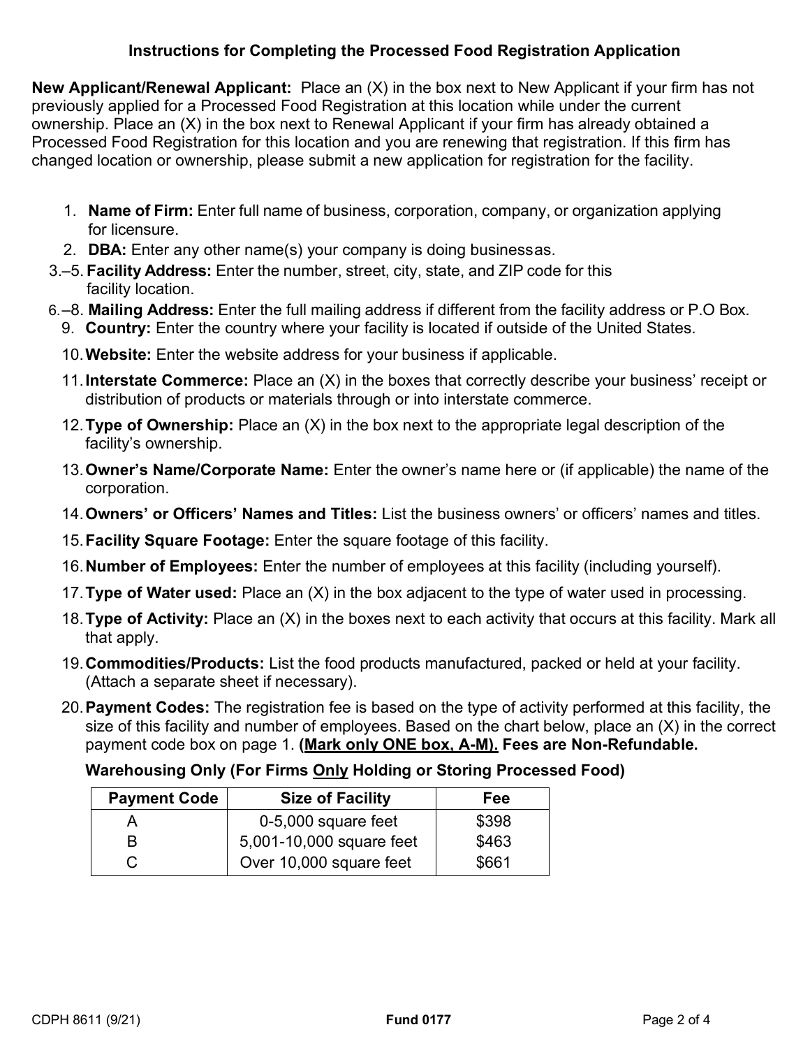## Instructions for Completing the Processed Food Registration Application

**New Applicant/Renewal Applicant:** Place an (X) in the box next to New Applicant if your firm has not previously applied for a Processed Food Registration at this location while under the current ownership. Place an (X) in the box next to Renewal Applicant if your firm has already obtained a Processed Food Registration for this location and you are renewing that registration. If this firm has changed location or ownership, please submit a new application for registration for the facility.

1. **Name of Firm:** Enter full name of business, corporation, company, or organization applying for licensure.
2. **DBA:** Enter any other name(s) your company is doing businessas.

3.–5. **Facility Address:** Enter the number, street, city, state, and ZIP code for this facility location.

6.–8. **Mailing Address:** Enter the full mailing address if different from the facility address or P.O Box.

9. **Country:** Enter the country where your facility is located if outside of the United States.
10. **Website:** Enter the website address for your business if applicable.
11. **Interstate Commerce:** Place an (X) in the boxes that correctly describe your business' receipt or distribution of products or materials through or into interstate commerce.
12. **Type of Ownership:** Place an (X) in the box next to the appropriate legal description of the facility's ownership.
13. **Owner's Name/Corporate Name:** Enter the owner's name here or (if applicable) the name of the corporation.
14. **Owners' or Officers' Names and Titles:** List the business owners' or officers' names and titles.
15. **Facility Square Footage:** Enter the square footage of this facility.
16. **Number of Employees:** Enter the number of employees at this facility (including yourself).
17. **Type of Water used:** Place an (X) in the box adjacent to the type of water used in processing.
18. **Type of Activity:** Place an (X) in the boxes next to each activity that occurs at this facility. Mark all that apply.
19. **Commodities/Products:** List the food products manufactured, packed or held at your facility. (Attach a separate sheet if necessary).
20. **Payment Codes:** The registration fee is based on the type of activity performed at this facility, the size of this facility and number of employees. Based on the chart below, place an (X) in the correct payment code box on page 1. **(Mark only ONE box, A-M). Fees are Non-Refundable.**

**Warehousing Only (For Firms Only Holding or Storing Processed Food)**

| Payment Code | Size of Facility | Fee |
| --- | --- | --- |
| A | 0-5,000 square feet | $398 |
| B | 5,001-10,000 square feet | $463 |
| C | Over 10,000 square feet | $661 |

CDPH 8611 (9/21) **Fund 0177**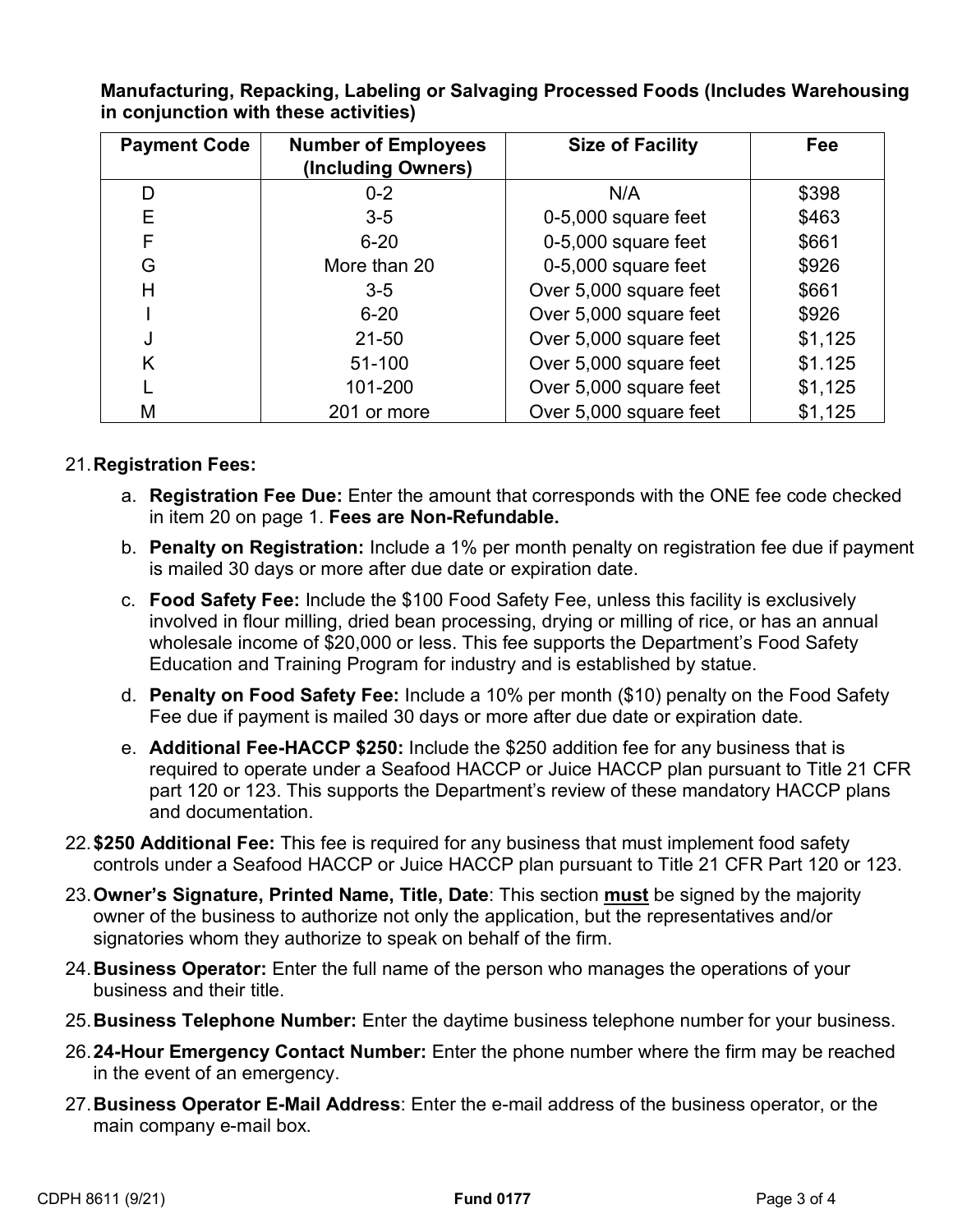**Manufacturing, Repacking, Labeling or Salvaging Processed Foods (Includes Warehousing in conjunction with these activities)**

| Payment Code | Number of Employees (Including Owners) | Size of Facility | Fee |
|---|---|---|---|
| D | 0-2 | N/A | $398 |
| E | 3-5 | 0-5,000 square feet | $463 |
| F | 6-20 | 0-5,000 square feet | $661 |
| G | More than 20 | 0-5,000 square feet | $926 |
| H | 3-5 | Over 5,000 square feet | $661 |
| I | 6-20 | Over 5,000 square feet | $926 |
| J | 21-50 | Over 5,000 square feet | $1,125 |
| K | 51-100 | Over 5,000 square feet | $1.125 |
| L | 101-200 | Over 5,000 square feet | $1,125 |
| M | 201 or more | Over 5,000 square feet | $1,125 |

21. **Registration Fees:**
    a. **Registration Fee Due:** Enter the amount that corresponds with the ONE fee code checked in item 20 on page 1. **Fees are Non-Refundable.**
    b. **Penalty on Registration:** Include a 1% per month penalty on registration fee due if payment is mailed 30 days or more after due date or expiration date.
    c. **Food Safety Fee:** Include the $100 Food Safety Fee, unless this facility is exclusively involved in flour milling, dried bean processing, drying or milling of rice, or has an annual wholesale income of $20,000 or less. This fee supports the Department's Food Safety Education and Training Program for industry and is established by statue.
    d. **Penalty on Food Safety Fee:** Include a 10% per month ($10) penalty on the Food Safety Fee due if payment is mailed 30 days or more after due date or expiration date.
    e. **Additional Fee-HACCP $250:** Include the $250 addition fee for any business that is required to operate under a Seafood HACCP or Juice HACCP plan pursuant to Title 21 CFR part 120 or 123. This supports the Department's review of these mandatory HACCP plans and documentation.
22. **$250 Additional Fee:** This fee is required for any business that must implement food safety controls under a Seafood HACCP or Juice HACCP plan pursuant to Title 21 CFR Part 120 or 123.
23. **Owner's Signature, Printed Name, Title, Date**: This section **must** be signed by the majority owner of the business to authorize not only the application, but the representatives and/or signatories whom they authorize to speak on behalf of the firm.
24. **Business Operator:** Enter the full name of the person who manages the operations of your business and their title.
25. **Business Telephone Number:** Enter the daytime business telephone number for your business.
26. **24-Hour Emergency Contact Number:** Enter the phone number where the firm may be reached in the event of an emergency.
27. **Business Operator E-Mail Address**: Enter the e-mail address of the business operator, or the main company e-mail box.

CDPH 8611 (9/21) **Fund 0177**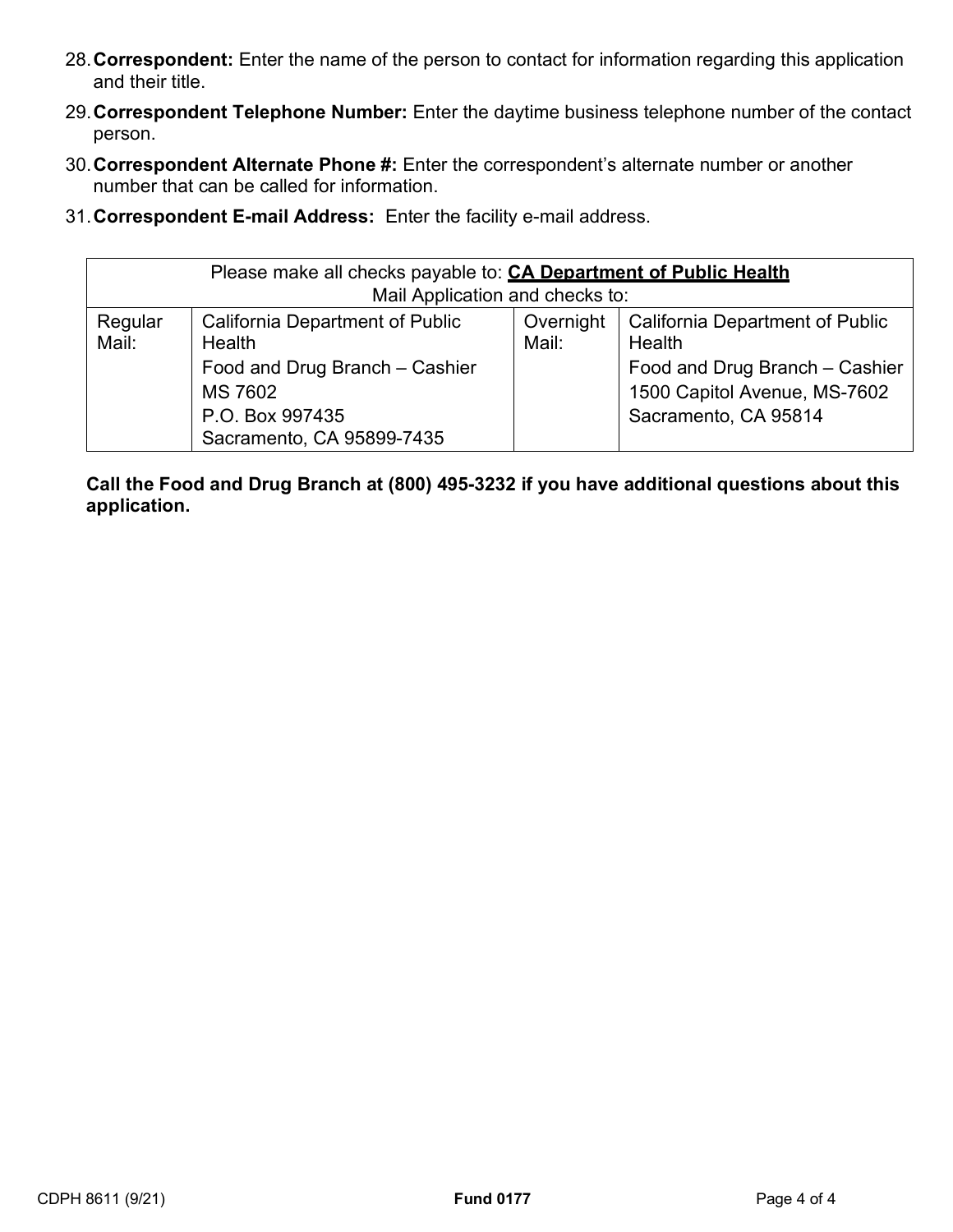28. **Correspondent:** Enter the name of the person to contact for information regarding this application and their title.
29. **Correspondent Telephone Number:** Enter the daytime business telephone number of the contact person.
30. **Correspondent Alternate Phone #:** Enter the correspondent's alternate number or another number that can be called for information.
31. **Correspondent E-mail Address:** Enter the facility e-mail address.

| Please make all checks payable to: **CA Department of Public Health**<br>Mail Application and checks to: | | | |
|---|---|---|---|
| Regular Mail: | California Department of Public Health<br>Food and Drug Branch – Cashier<br>MS 7602<br>P.O. Box 997435<br>Sacramento, CA 95899-7435 | Overnight Mail: | California Department of Public Health<br>Food and Drug Branch – Cashier<br>1500 Capitol Avenue, MS-7602<br>Sacramento, CA 95814 |

**Call the Food and Drug Branch at (800) 495-3232 if you have additional questions about this application.**

CDPH 8611 (9/21) **Fund 0177**